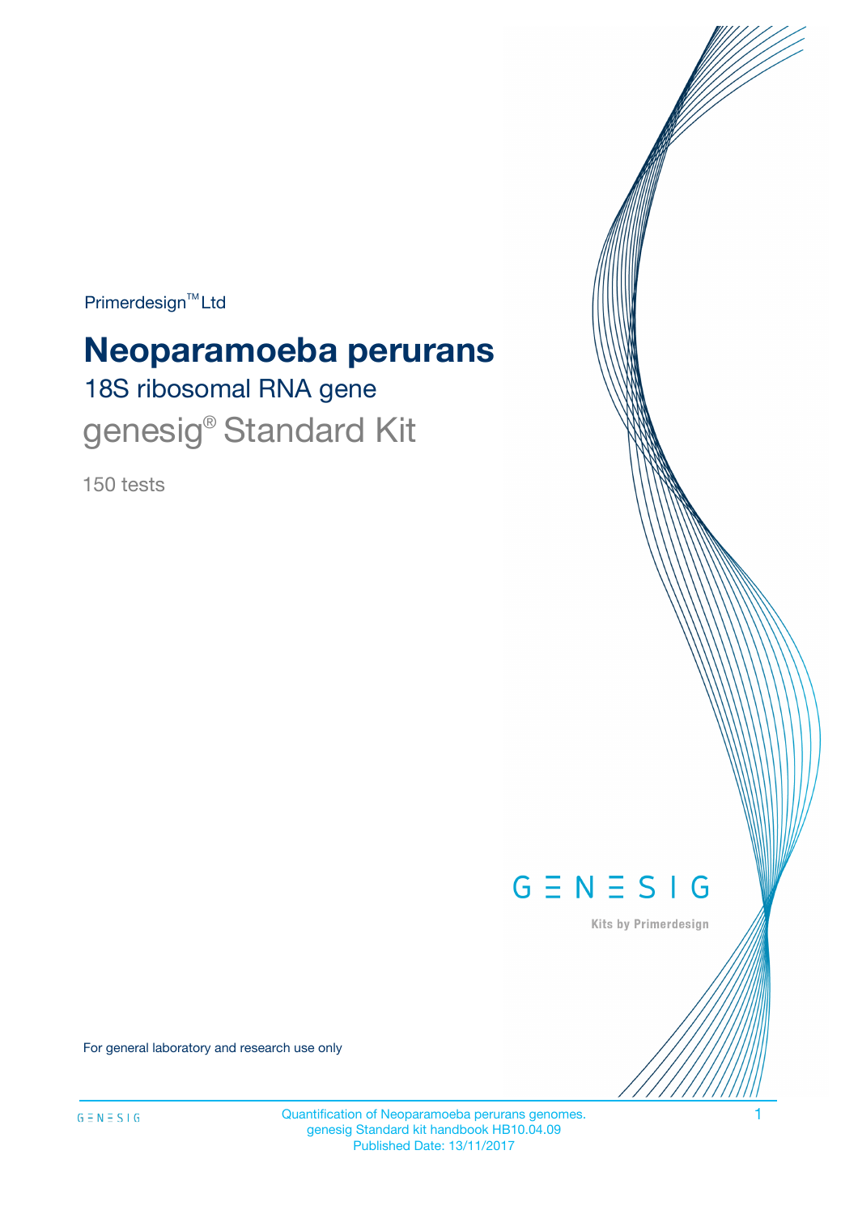Primerdesign™ Ltd

# Neoparamoeba perurans

## 18S ribosomal RNA gene

## genesig® Standard Kit

150 tests

GENESIG

Kits by Primerdesign

For general laboratory and research use only

Quantification of Neoparamoeba perurans genomes.
genesig Standard kit handbook HB10.04.09
Published Date: 13/11/2017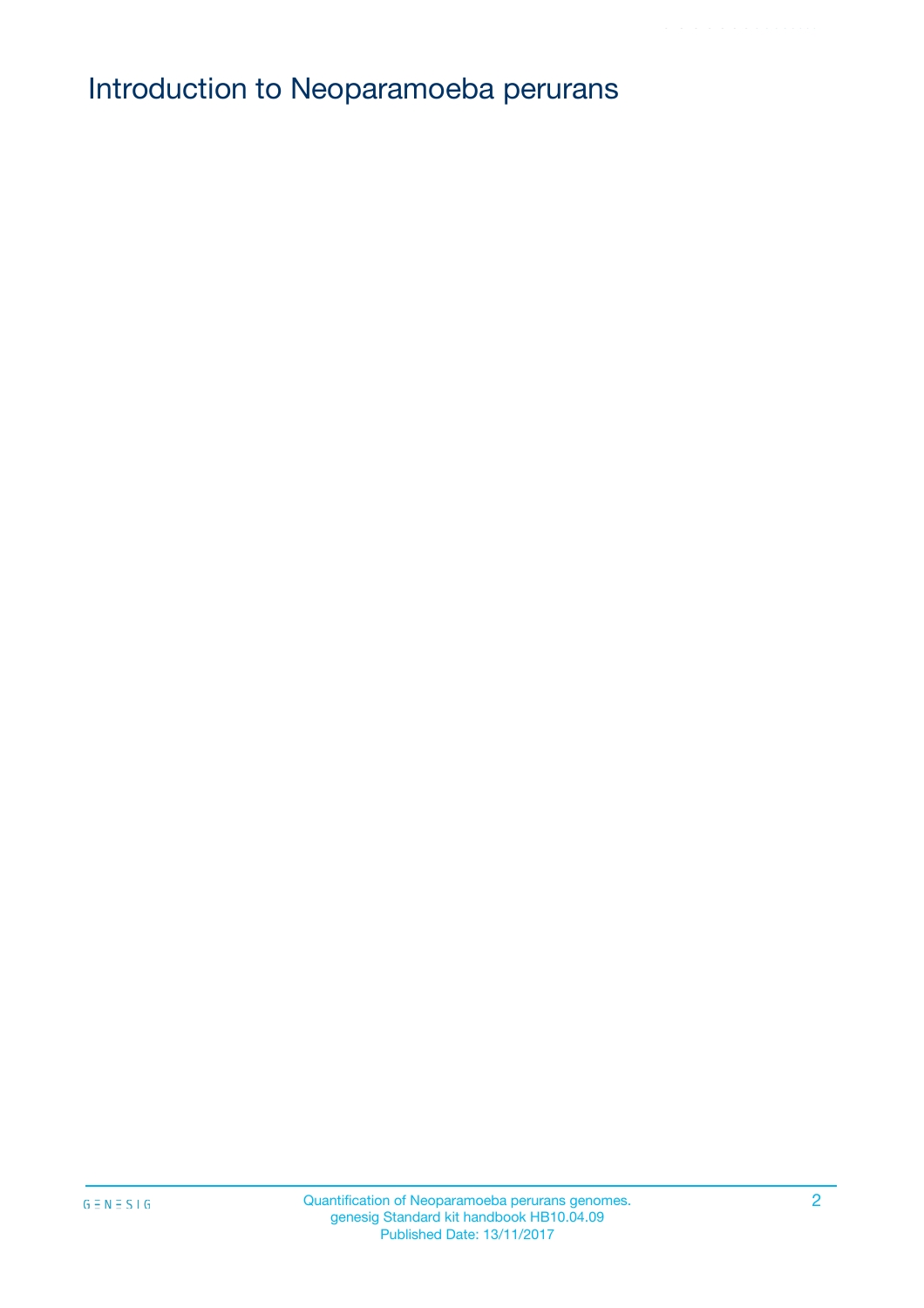# Introduction to Neoparamoeba perurans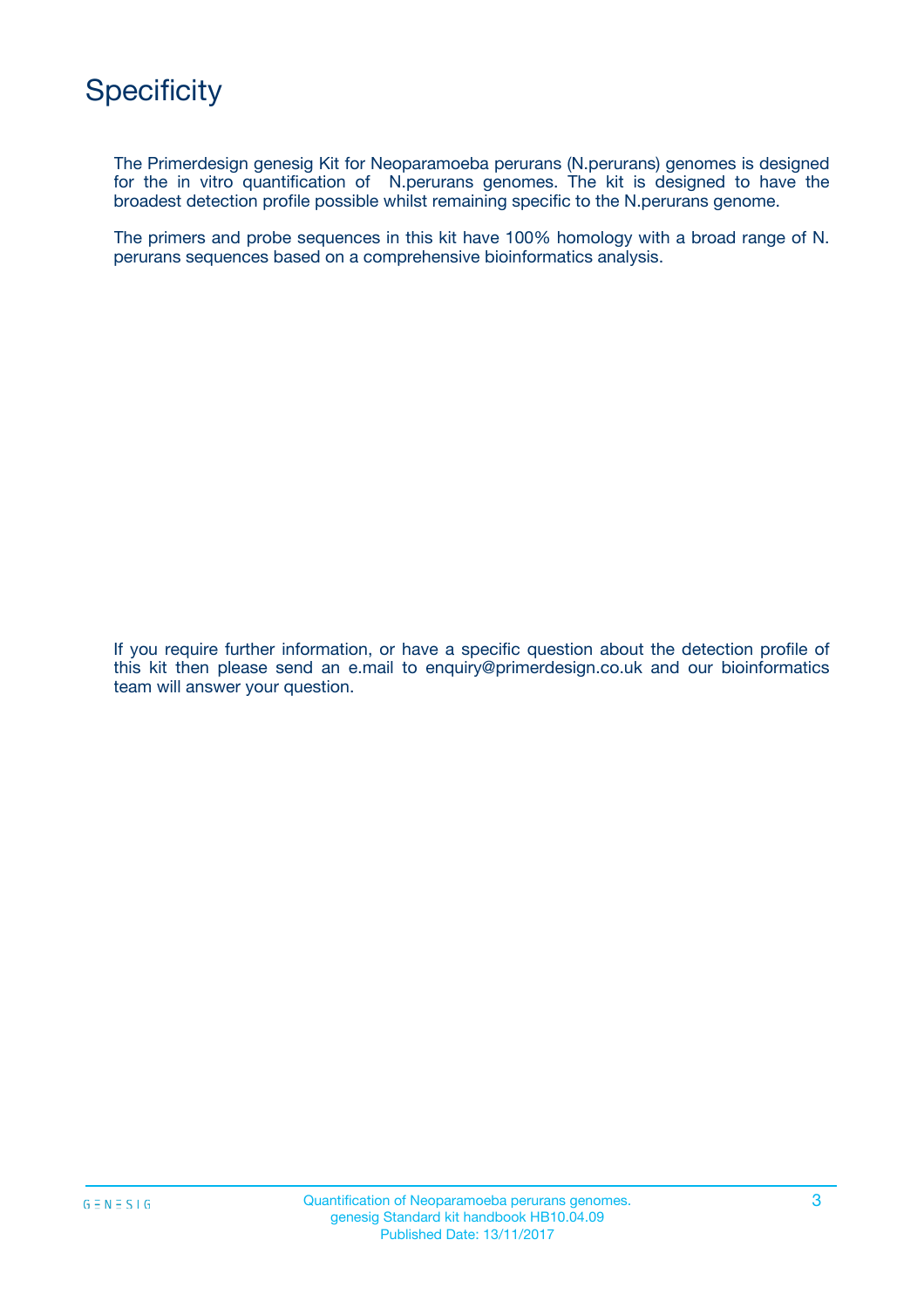# Specificity

The Primerdesign genesig Kit for Neoparamoeba perurans (N.perurans) genomes is designed for the in vitro quantification of N.perurans genomes. The kit is designed to have the broadest detection profile possible whilst remaining specific to the N.perurans genome.

The primers and probe sequences in this kit have 100% homology with a broad range of N. perurans sequences based on a comprehensive bioinformatics analysis.

If you require further information, or have a specific question about the detection profile of this kit then please send an e.mail to enquiry@primerdesign.co.uk and our bioinformatics team will answer your question.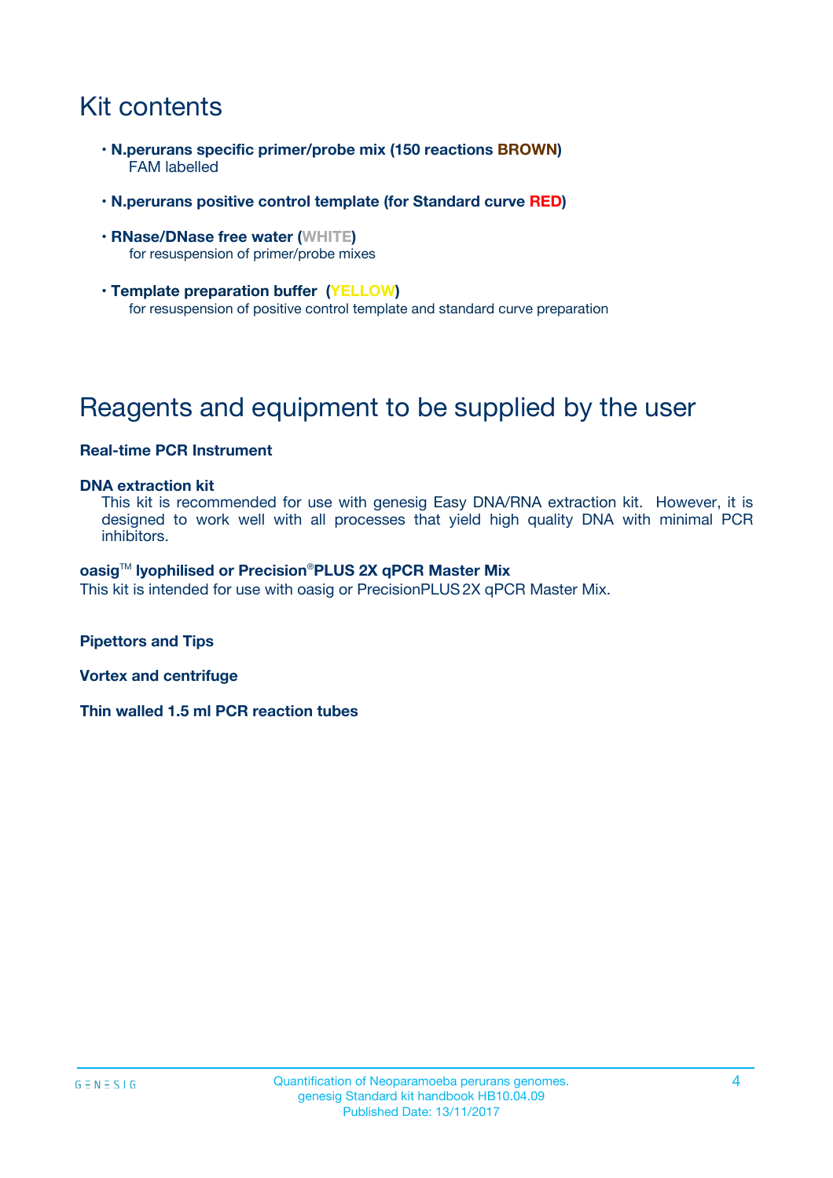# Kit contents

- **N.perurans specific primer/probe mix (150 reactions BROWN)**
  FAM labelled

- **N.perurans positive control template (for Standard curve RED)**

- **RNase/DNase free water (WHITE)**
  for resuspension of primer/probe mixes

- **Template preparation buffer (YELLOW)**
  for resuspension of positive control template and standard curve preparation

# Reagents and equipment to be supplied by the user

**Real-time PCR Instrument**

**DNA extraction kit**

This kit is recommended for use with genesig Easy DNA/RNA extraction kit. However, it is designed to work well with all processes that yield high quality DNA with minimal PCR inhibitors.

**oasig™ lyophilised or Precision®PLUS 2X qPCR Master Mix**

This kit is intended for use with oasig or PrecisionPLUS 2X qPCR Master Mix.

**Pipettors and Tips**

**Vortex and centrifuge**

**Thin walled 1.5 ml PCR reaction tubes**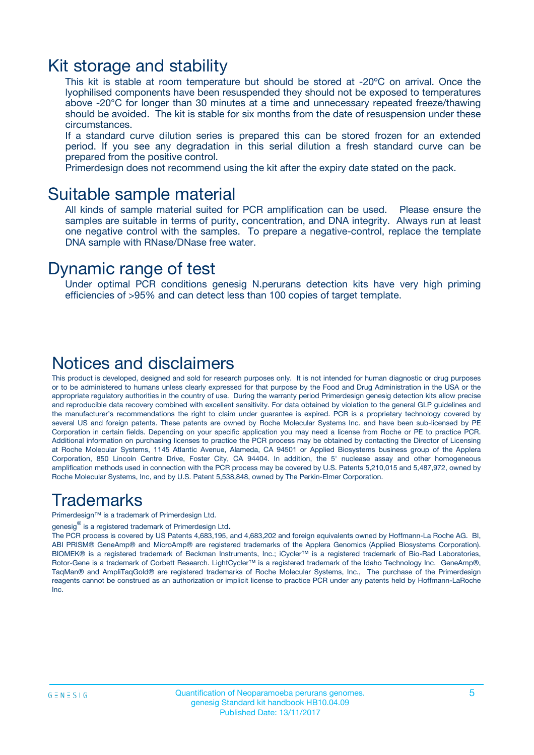# Kit storage and stability

This kit is stable at room temperature but should be stored at -20ºC on arrival. Once the lyophilised components have been resuspended they should not be exposed to temperatures above -20°C for longer than 30 minutes at a time and unnecessary repeated freeze/thawing should be avoided. The kit is stable for six months from the date of resuspension under these circumstances.

If a standard curve dilution series is prepared this can be stored frozen for an extended period. If you see any degradation in this serial dilution a fresh standard curve can be prepared from the positive control.

Primerdesign does not recommend using the kit after the expiry date stated on the pack.

# Suitable sample material

All kinds of sample material suited for PCR amplification can be used. Please ensure the samples are suitable in terms of purity, concentration, and DNA integrity. Always run at least one negative control with the samples. To prepare a negative-control, replace the template DNA sample with RNase/DNase free water.

# Dynamic range of test

Under optimal PCR conditions genesig N.perurans detection kits have very high priming efficiencies of >95% and can detect less than 100 copies of target template.

# Notices and disclaimers

This product is developed, designed and sold for research purposes only. It is not intended for human diagnostic or drug purposes or to be administered to humans unless clearly expressed for that purpose by the Food and Drug Administration in the USA or the appropriate regulatory authorities in the country of use. During the warranty period Primerdesign genesig detection kits allow precise and reproducible data recovery combined with excellent sensitivity. For data obtained by violation to the general GLP guidelines and the manufacturer's recommendations the right to claim under guarantee is expired. PCR is a proprietary technology covered by several US and foreign patents. These patents are owned by Roche Molecular Systems Inc. and have been sub-licensed by PE Corporation in certain fields. Depending on your specific application you may need a license from Roche or PE to practice PCR. Additional information on purchasing licenses to practice the PCR process may be obtained by contacting the Director of Licensing at Roche Molecular Systems, 1145 Atlantic Avenue, Alameda, CA 94501 or Applied Biosystems business group of the Applera Corporation, 850 Lincoln Centre Drive, Foster City, CA 94404. In addition, the 5' nuclease assay and other homogeneous amplification methods used in connection with the PCR process may be covered by U.S. Patents 5,210,015 and 5,487,972, owned by Roche Molecular Systems, Inc, and by U.S. Patent 5,538,848, owned by The Perkin-Elmer Corporation.

# Trademarks

Primerdesign™ is a trademark of Primerdesign Ltd.

genesig® is a registered trademark of Primerdesign Ltd.

The PCR process is covered by US Patents 4,683,195, and 4,683,202 and foreign equivalents owned by Hoffmann-La Roche AG. BI, ABI PRISM® GeneAmp® and MicroAmp® are registered trademarks of the Applera Genomics (Applied Biosystems Corporation). BIOMEK® is a registered trademark of Beckman Instruments, Inc.; iCycler™ is a registered trademark of Bio-Rad Laboratories, Rotor-Gene is a trademark of Corbett Research. LightCycler™ is a registered trademark of the Idaho Technology Inc. GeneAmp®, TaqMan® and AmpliTaqGold® are registered trademarks of Roche Molecular Systems, Inc., The purchase of the Primerdesign reagents cannot be construed as an authorization or implicit license to practice PCR under any patents held by Hoffmann-LaRoche Inc.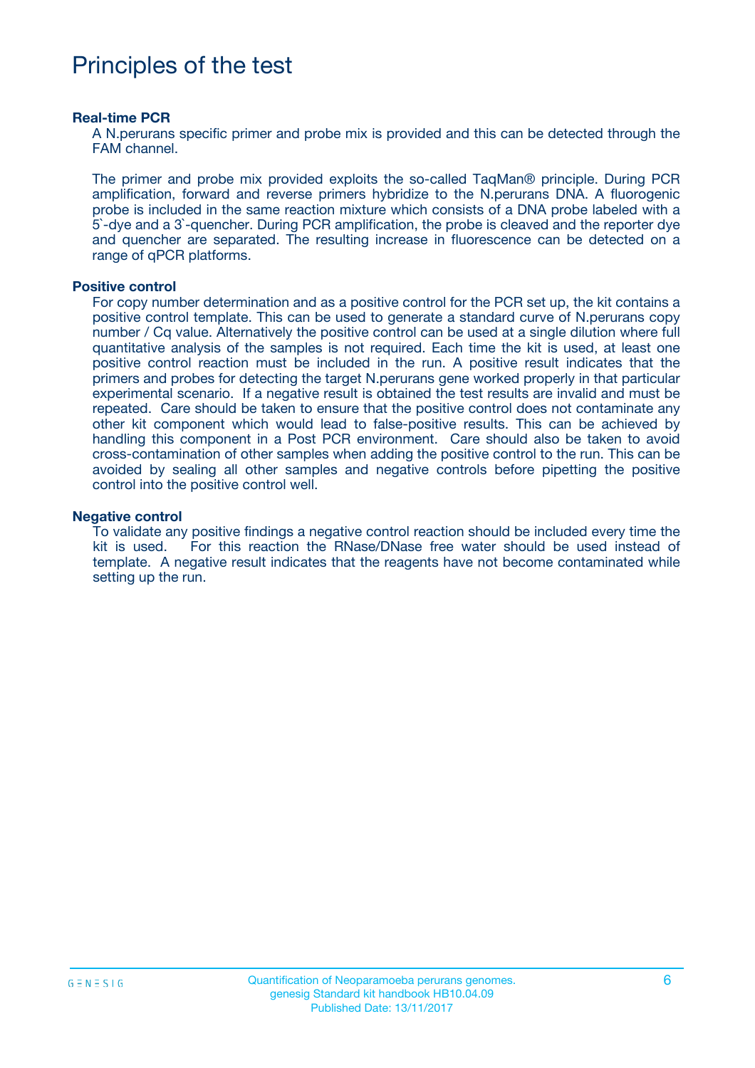# Principles of the test

**Real-time PCR**

A N.perurans specific primer and probe mix is provided and this can be detected through the FAM channel.

The primer and probe mix provided exploits the so-called TaqMan® principle. During PCR amplification, forward and reverse primers hybridize to the N.perurans DNA. A fluorogenic probe is included in the same reaction mixture which consists of a DNA probe labeled with a 5`-dye and a 3`-quencher. During PCR amplification, the probe is cleaved and the reporter dye and quencher are separated. The resulting increase in fluorescence can be detected on a range of qPCR platforms.

**Positive control**

For copy number determination and as a positive control for the PCR set up, the kit contains a positive control template. This can be used to generate a standard curve of N.perurans copy number / Cq value. Alternatively the positive control can be used at a single dilution where full quantitative analysis of the samples is not required. Each time the kit is used, at least one positive control reaction must be included in the run. A positive result indicates that the primers and probes for detecting the target N.perurans gene worked properly in that particular experimental scenario. If a negative result is obtained the test results are invalid and must be repeated. Care should be taken to ensure that the positive control does not contaminate any other kit component which would lead to false-positive results. This can be achieved by handling this component in a Post PCR environment. Care should also be taken to avoid cross-contamination of other samples when adding the positive control to the run. This can be avoided by sealing all other samples and negative controls before pipetting the positive control into the positive control well.

**Negative control**

To validate any positive findings a negative control reaction should be included every time the kit is used. For this reaction the RNase/DNase free water should be used instead of template. A negative result indicates that the reagents have not become contaminated while setting up the run.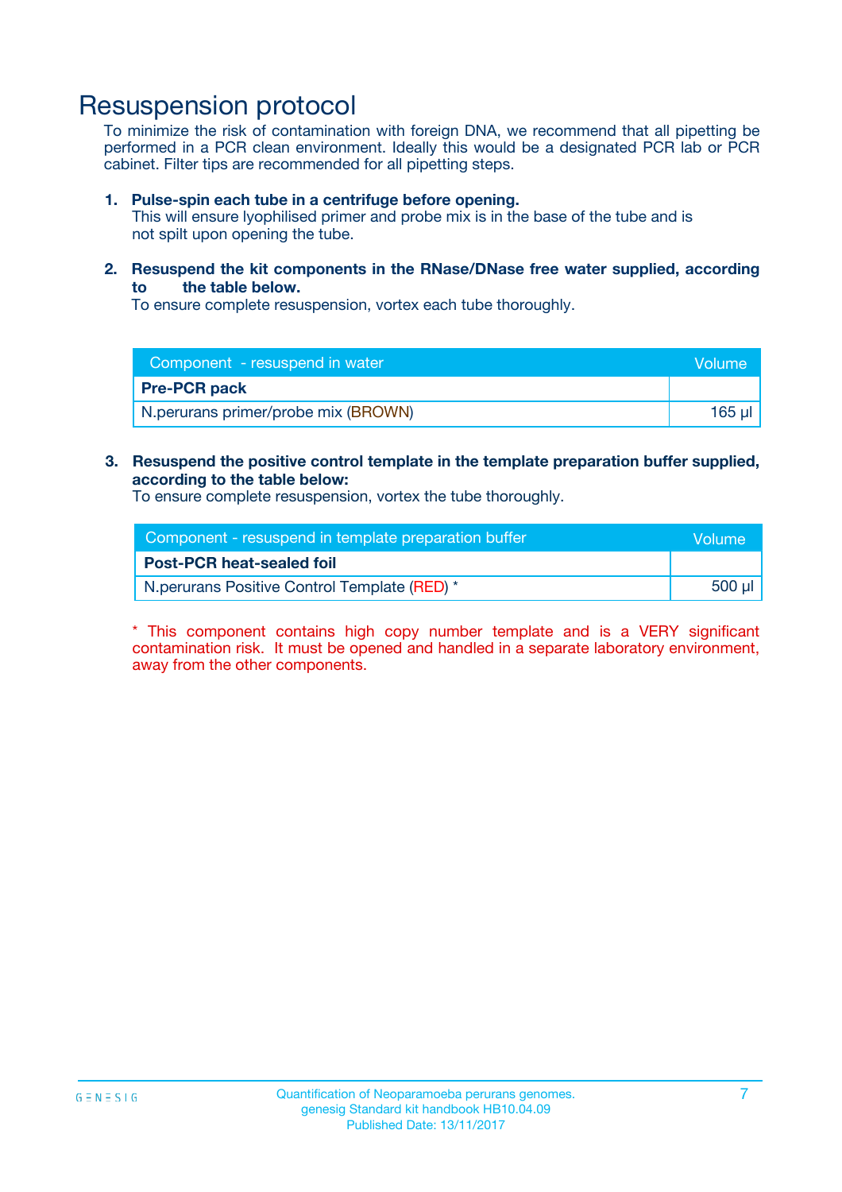# Resuspension protocol

To minimize the risk of contamination with foreign DNA, we recommend that all pipetting be performed in a PCR clean environment. Ideally this would be a designated PCR lab or PCR cabinet. Filter tips are recommended for all pipetting steps.

1. **Pulse-spin each tube in a centrifuge before opening.**
   This will ensure lyophilised primer and probe mix is in the base of the tube and is not spilt upon opening the tube.

2. **Resuspend the kit components in the RNase/DNase free water supplied, according to the table below.**
   To ensure complete resuspension, vortex each tube thoroughly.

| Component - resuspend in water | Volume |
|---|---|
| **Pre-PCR pack** | |
| N.perurans primer/probe mix (BROWN) | 165 µl |

3. **Resuspend the positive control template in the template preparation buffer supplied, according to the table below:**
   To ensure complete resuspension, vortex the tube thoroughly.

| Component - resuspend in template preparation buffer | Volume |
|---|---|
| **Post-PCR heat-sealed foil** | |
| N.perurans Positive Control Template (RED) * | 500 µl |

* This component contains high copy number template and is a VERY significant contamination risk. It must be opened and handled in a separate laboratory environment, away from the other components.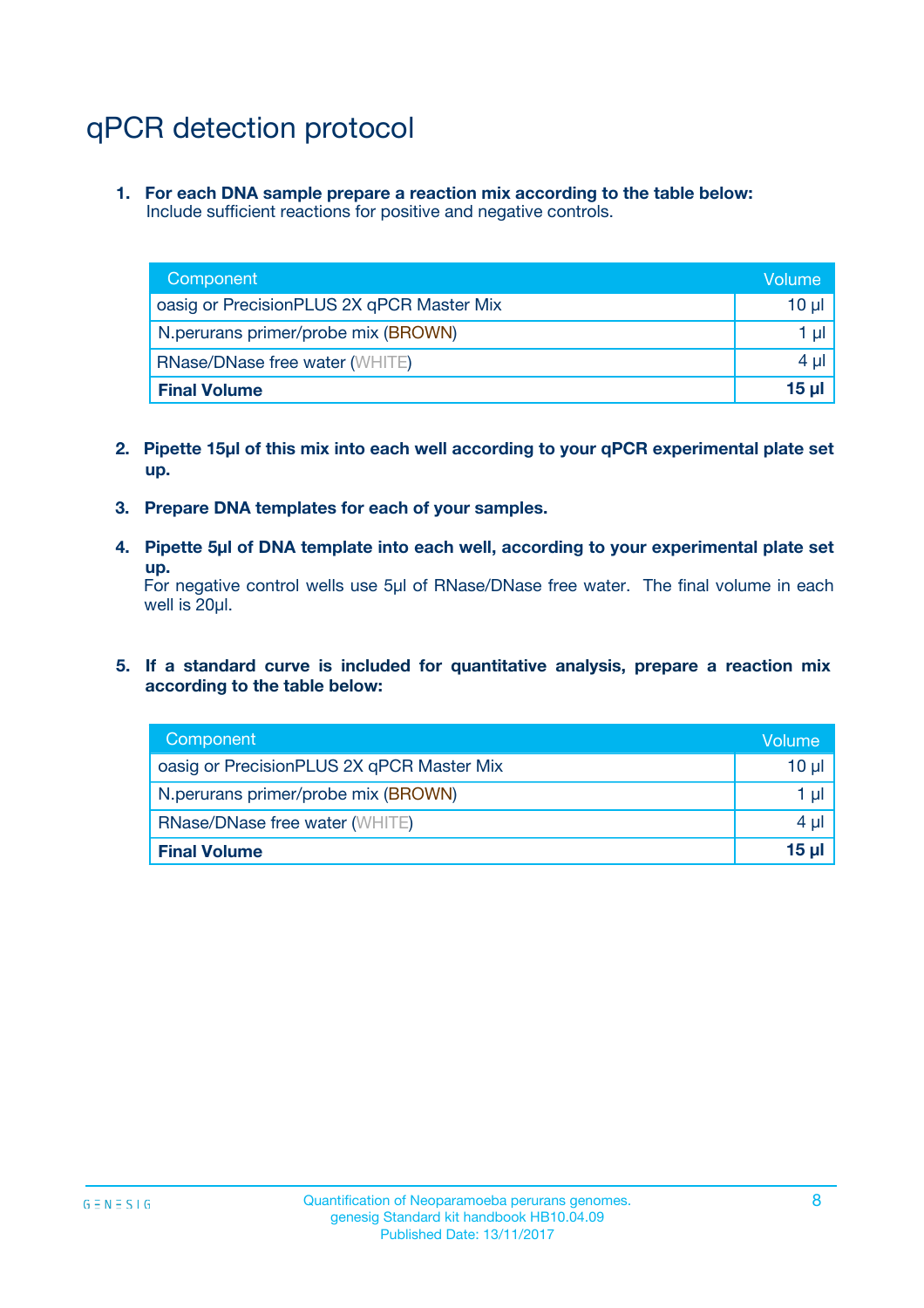# qPCR detection protocol

1. **For each DNA sample prepare a reaction mix according to the table below:**
   Include sufficient reactions for positive and negative controls.

| Component | Volume |
|---|---|
| oasig or PrecisionPLUS 2X qPCR Master Mix | 10 µl |
| N.perurans primer/probe mix (BROWN) | 1 µl |
| RNase/DNase free water (WHITE) | 4 µl |
| **Final Volume** | **15 µl** |

2. **Pipette 15µl of this mix into each well according to your qPCR experimental plate set up.**

3. **Prepare DNA templates for each of your samples.**

4. **Pipette 5µl of DNA template into each well, according to your experimental plate set up.**
   For negative control wells use 5µl of RNase/DNase free water. The final volume in each well is 20µl.

5. **If a standard curve is included for quantitative analysis, prepare a reaction mix according to the table below:**

| Component | Volume |
|---|---|
| oasig or PrecisionPLUS 2X qPCR Master Mix | 10 µl |
| N.perurans primer/probe mix (BROWN) | 1 µl |
| RNase/DNase free water (WHITE) | 4 µl |
| **Final Volume** | **15 µl** |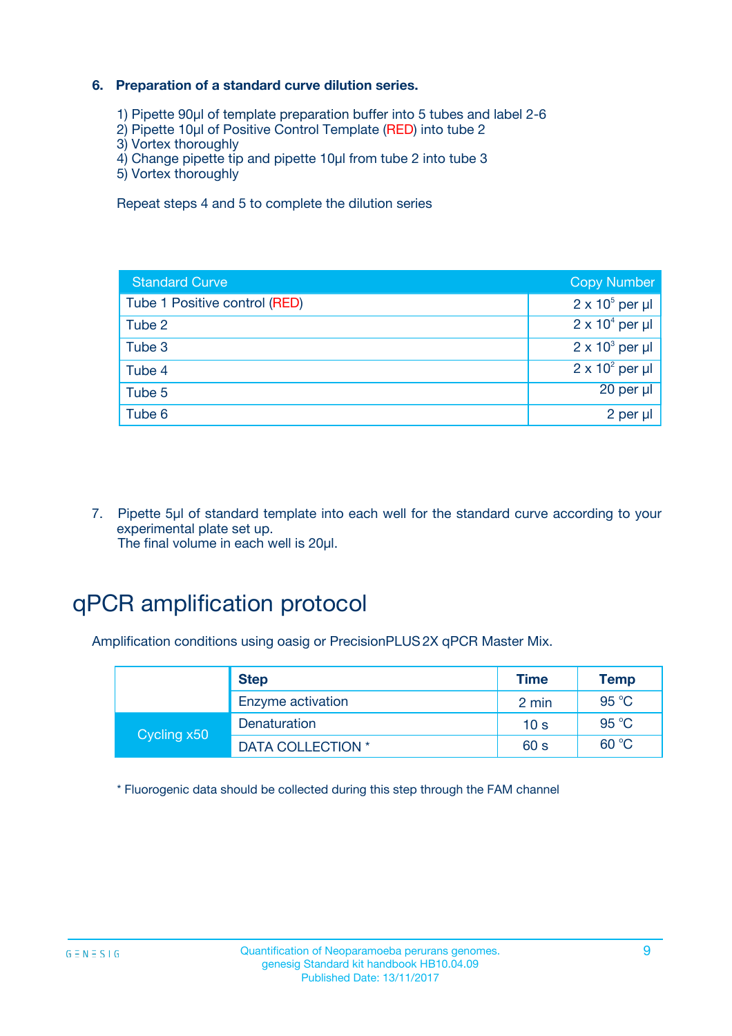6. **Preparation of a standard curve dilution series.**

1) Pipette 90µl of template preparation buffer into 5 tubes and label 2-6
2) Pipette 10µl of Positive Control Template (RED) into tube 2
3) Vortex thoroughly
4) Change pipette tip and pipette 10µl from tube 2 into tube 3
5) Vortex thoroughly

Repeat steps 4 and 5 to complete the dilution series

| Standard Curve | Copy Number |
|---|---|
| Tube 1 Positive control (RED) | $2 \times 10^5$ per µl |
| Tube 2 | $2 \times 10^4$ per µl |
| Tube 3 | $2 \times 10^3$ per µl |
| Tube 4 | $2 \times 10^2$ per µl |
| Tube 5 | 20 per µl |
| Tube 6 | 2 per µl |

7. Pipette 5µl of standard template into each well for the standard curve according to your experimental plate set up.
The final volume in each well is 20µl.

# qPCR amplification protocol

Amplification conditions using oasig or PrecisionPLUS 2X qPCR Master Mix.

| | Step | Time | Temp |
|---|---|---|---|
| | Enzyme activation | 2 min | 95 °C |
| Cycling x50 | Denaturation | 10 s | 95 °C |
| | DATA COLLECTION * | 60 s | 60 °C |

* Fluorogenic data should be collected during this step through the FAM channel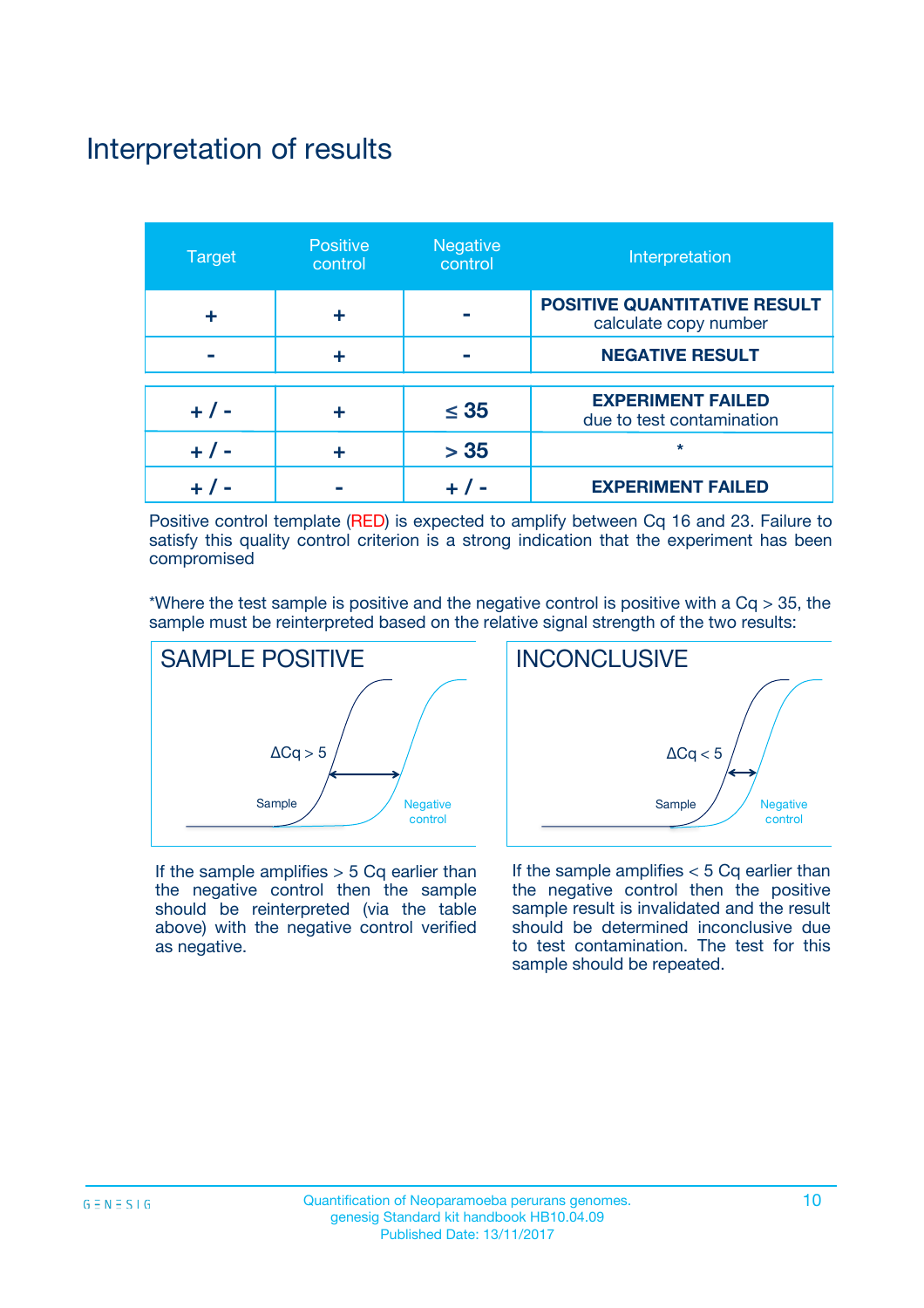# Interpretation of results

| Target | Positive control | Negative control | Interpretation |
|---|---|---|---|
| + | + | - | **POSITIVE QUANTITATIVE RESULT** calculate copy number |
| - | + | - | **NEGATIVE RESULT** |
| + / - | + | ≤ 35 | **EXPERIMENT FAILED** due to test contamination |
| + / - | + | > 35 | * |
| + / - | - | + / - | **EXPERIMENT FAILED** |

Positive control template (RED) is expected to amplify between Cq 16 and 23. Failure to satisfy this quality control criterion is a strong indication that the experiment has been compromised

*Where the test sample is positive and the negative control is positive with a Cq > 35, the sample must be reinterpreted based on the relative signal strength of the two results:

SAMPLE POSITIVE

ΔCq > 5

Sample

Negative control

If the sample amplifies > 5 Cq earlier than the negative control then the sample should be reinterpreted (via the table above) with the negative control verified as negative.

INCONCLUSIVE

ΔCq < 5

Sample

Negative control

If the sample amplifies < 5 Cq earlier than the negative control then the positive sample result is invalidated and the result should be determined inconclusive due to test contamination. The test for this sample should be repeated.